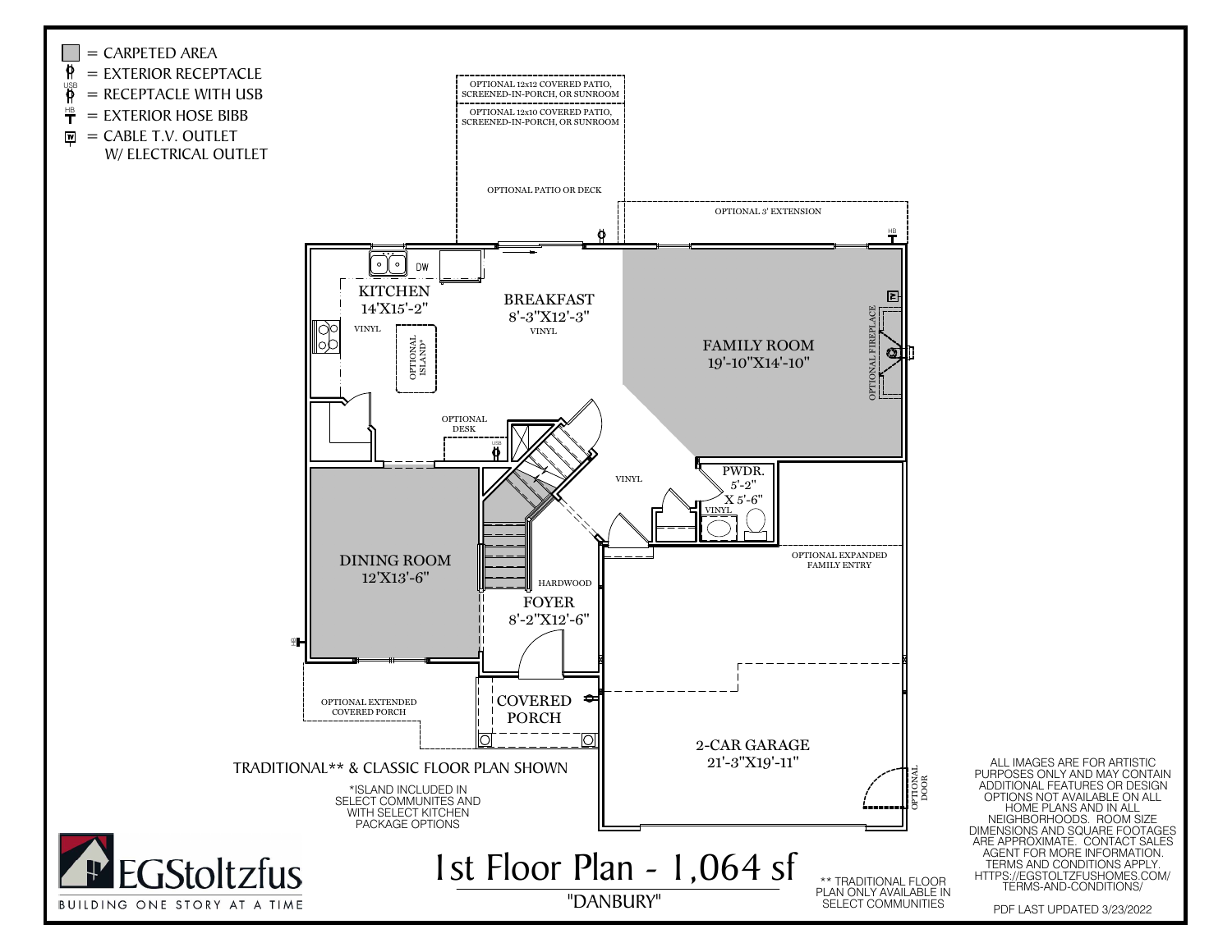# 1st Floor Plan - 1,064 sf

"DANBURY"

**Legend:**

- ▢ = CARPETED AREA
- = EXTERIOR RECEPTACLE
- USB = RECEPTACLE WITH USB
- HB = EXTERIOR HOSE BIBB
- TV = CABLE T.V. OUTLET W/ ELECTRICAL OUTLET

OPTIONAL 12x12 COVERED PATIO, SCREENED-IN-PORCH, OR SUNROOM

OPTIONAL 12x10 COVERED PATIO, SCREENED-IN-PORCH, OR SUNROOM

OPTIONAL PATIO OR DECK

OPTIONAL 3' EXTENSION

KITCHEN 14'X15'-2" VINYL

DW

OPTIONAL ISLAND*

BREAKFAST 8'-3"X12'-3" VINYL

FAMILY ROOM 19'-10"X14'-10"

OPTIONAL FIREPLACE

OPTIONAL DESK

VINYL

PWDR. 5'-2" X 5'-6" VINYL

DINING ROOM 12'X13'-6"

HARDWOOD

FOYER 8'-2"X12'-6"

OPTIONAL EXPANDED FAMILY ENTRY

COVERED PORCH

OPTIONAL EXTENDED COVERED PORCH

2-CAR GARAGE 21'-3"X19'-11"

OPTIONAL DOOR

TRADITIONAL** & CLASSIC FLOOR PLAN SHOWN

*ISLAND INCLUDED IN SELECT COMMUNITES AND WITH SELECT KITCHEN PACKAGE OPTIONS

** TRADITIONAL FLOOR PLAN ONLY AVAILABLE IN SELECT COMMUNITIES

ALL IMAGES ARE FOR ARTISTIC PURPOSES ONLY AND MAY CONTAIN ADDITIONAL FEATURES OR DESIGN OPTIONS NOT AVAILABLE ON ALL HOME PLANS AND IN ALL NEIGHBORHOODS. ROOM SIZE DIMENSIONS AND SQUARE FOOTAGES ARE APPROXIMATE. CONTACT SALES AGENT FOR MORE INFORMATION. TERMS AND CONDITIONS APPLY. HTTPS://EGSTOLTZFUSHOMES.COM/TERMS-AND-CONDITIONS/

PDF LAST UPDATED 3/23/2022

EGStoltzfus

BUILDING ONE STORY AT A TIME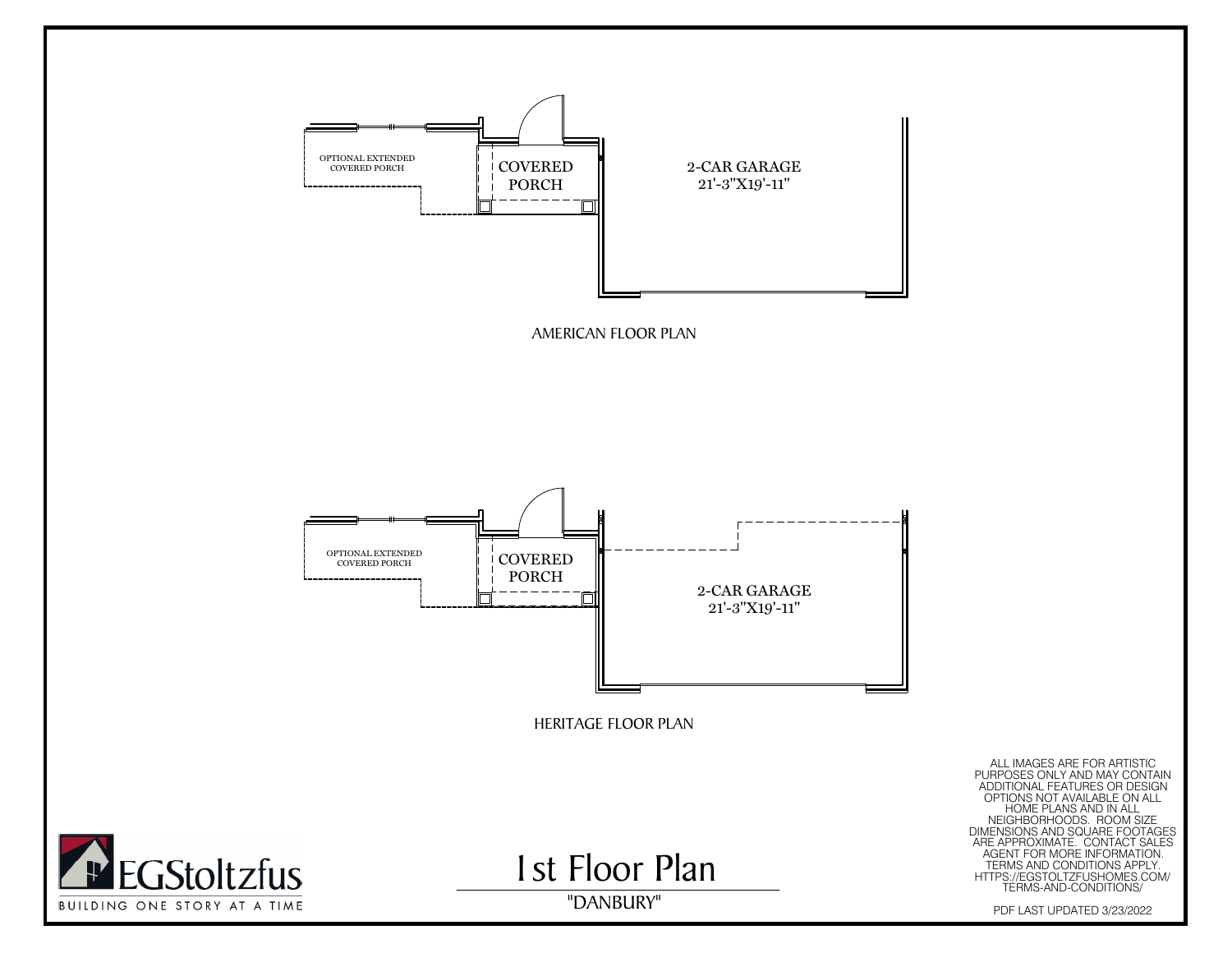OPTIONAL EXTENDED COVERED PORCH

COVERED PORCH

2-CAR GARAGE
21'-3"X19'-11"

AMERICAN FLOOR PLAN

OPTIONAL EXTENDED COVERED PORCH

COVERED PORCH

2-CAR GARAGE
21'-3"X19'-11"

HERITAGE FLOOR PLAN

ALL IMAGES ARE FOR ARTISTIC PURPOSES ONLY AND MAY CONTAIN ADDITIONAL FEATURES OR DESIGN OPTIONS NOT AVAILABLE ON ALL HOME PLANS AND IN ALL NEIGHBORHOODS. ROOM SIZE DIMENSIONS AND SQUARE FOOTAGES ARE APPROXIMATE. CONTACT SALES AGENT FOR MORE INFORMATION. TERMS AND CONDITIONS APPLY. HTTPS://EGSTOLTZFUSHOMES.COM/TERMS-AND-CONDITIONS/

EGStoltzfus

BUILDING ONE STORY AT A TIME

# 1st Floor Plan

"DANBURY"

PDF LAST UPDATED 3/23/2022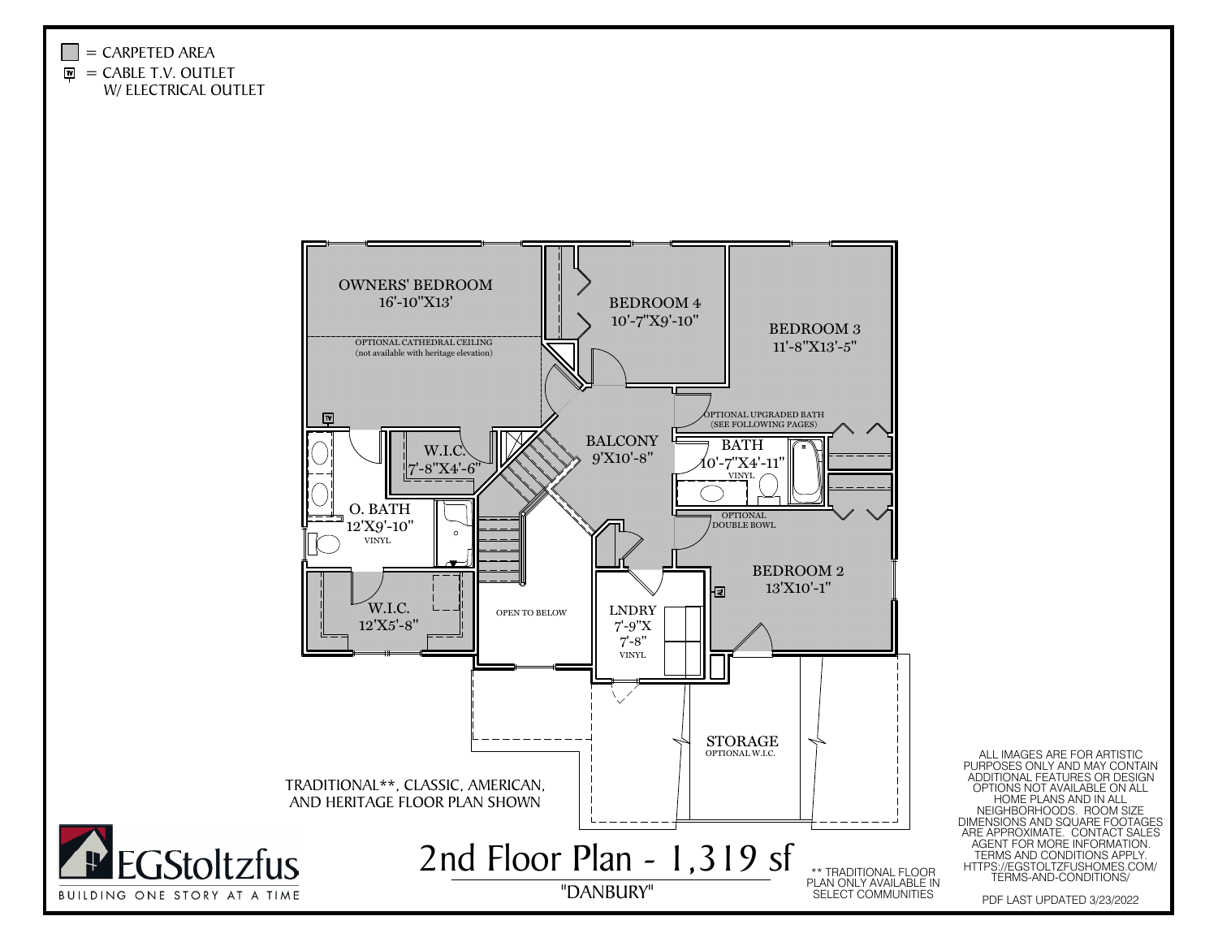= CARPETED AREA

= CABLE T.V. OUTLET W/ ELECTRICAL OUTLET

OWNERS' BEDROOM
16'-10"X13'

OPTIONAL CATHEDRAL CEILING
(not available with heritage elevation)

BEDROOM 4
10'-7"X9'-10"

BEDROOM 3
11'-8"X13'-5"

OPTIONAL UPGRADED BATH
(SEE FOLLOWING PAGES)

W.I.C.
7'-8"X4'-6"

BALCONY
9'X10'-8"

BATH
10'-7"X4'-11"
VINYL

O. BATH
12'X9'-10"
VINYL

OPTIONAL DOUBLE BOWL

BEDROOM 2
13'X10'-1"

W.I.C.
12'X5'-8"

OPEN TO BELOW

LNDRY
7'-9"X
7'-8"
VINYL

STORAGE
OPTIONAL W.I.C.

TRADITIONAL**, CLASSIC, AMERICAN, AND HERITAGE FLOOR PLAN SHOWN

# 2nd Floor Plan - 1,319 sf

"DANBURY"

** TRADITIONAL FLOOR PLAN ONLY AVAILABLE IN SELECT COMMUNITIES

ALL IMAGES ARE FOR ARTISTIC PURPOSES ONLY AND MAY CONTAIN ADDITIONAL FEATURES OR DESIGN OPTIONS NOT AVAILABLE ON ALL HOME PLANS AND IN ALL NEIGHBORHOODS. ROOM SIZE DIMENSIONS AND SQUARE FOOTAGES ARE APPROXIMATE. CONTACT SALES AGENT FOR MORE INFORMATION. TERMS AND CONDITIONS APPLY. HTTPS://EGSTOLTZFUSHOMES.COM/TERMS-AND-CONDITIONS/

PDF LAST UPDATED 3/23/2022

EGStoltzfus
BUILDING ONE STORY AT A TIME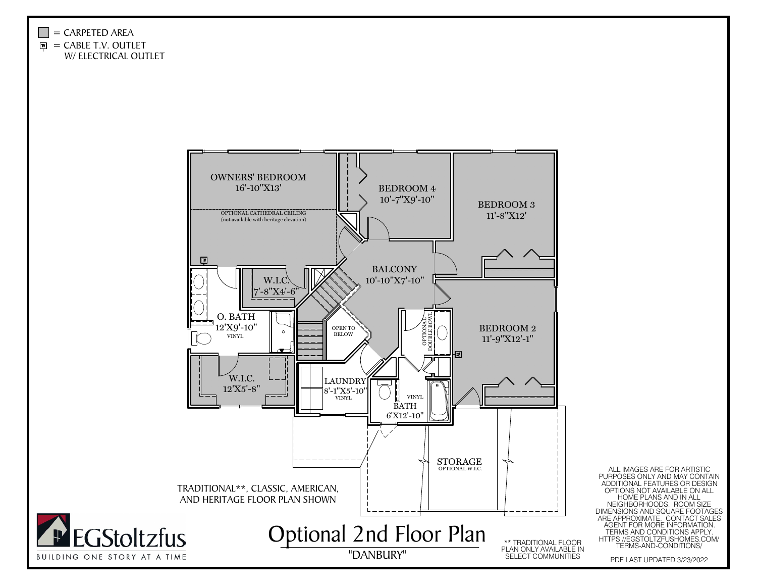▭ = CARPETED AREA
TV = CABLE T.V. OUTLET W/ ELECTRICAL OUTLET

OWNERS' BEDROOM
16'-10"X13'

OPTIONAL CATHEDRAL CEILING
(not available with heritage elevation)

BEDROOM 4
10'-7"X9'-10"

BEDROOM 3
11'-8"X12'

W.I.C.
7'-8"X4'-6"

BALCONY
10'-10"X7'-10"

O. BATH
12'X9'-10"
VINYL

OPEN TO BELOW

OPTIONAL DOUBLE BOWL

BEDROOM 2
11'-9"X12'-1"

W.I.C.
12'X5'-8"

LAUNDRY
8'-1"X5'-10"
VINYL

VINYL

BATH
6'X12'-10"

STORAGE
OPTIONAL W.I.C.

TRADITIONAL**, CLASSIC, AMERICAN, AND HERITAGE FLOOR PLAN SHOWN

ALL IMAGES ARE FOR ARTISTIC PURPOSES ONLY AND MAY CONTAIN ADDITIONAL FEATURES OR DESIGN OPTIONS NOT AVAILABLE ON ALL HOME PLANS AND IN ALL NEIGHBORHOODS. ROOM SIZE DIMENSIONS AND SQUARE FOOTAGES ARE APPROXIMATE. CONTACT SALES AGENT FOR MORE INFORMATION. TERMS AND CONDITIONS APPLY. HTTPS://EGSTOLTZFUSHOMES.COM/TERMS-AND-CONDITIONS/

EGStoltzfus
BUILDING ONE STORY AT A TIME

# Optional 2nd Floor Plan

"DANBURY"

** TRADITIONAL FLOOR PLAN ONLY AVAILABLE IN SELECT COMMUNITIES

PDF LAST UPDATED 3/23/2022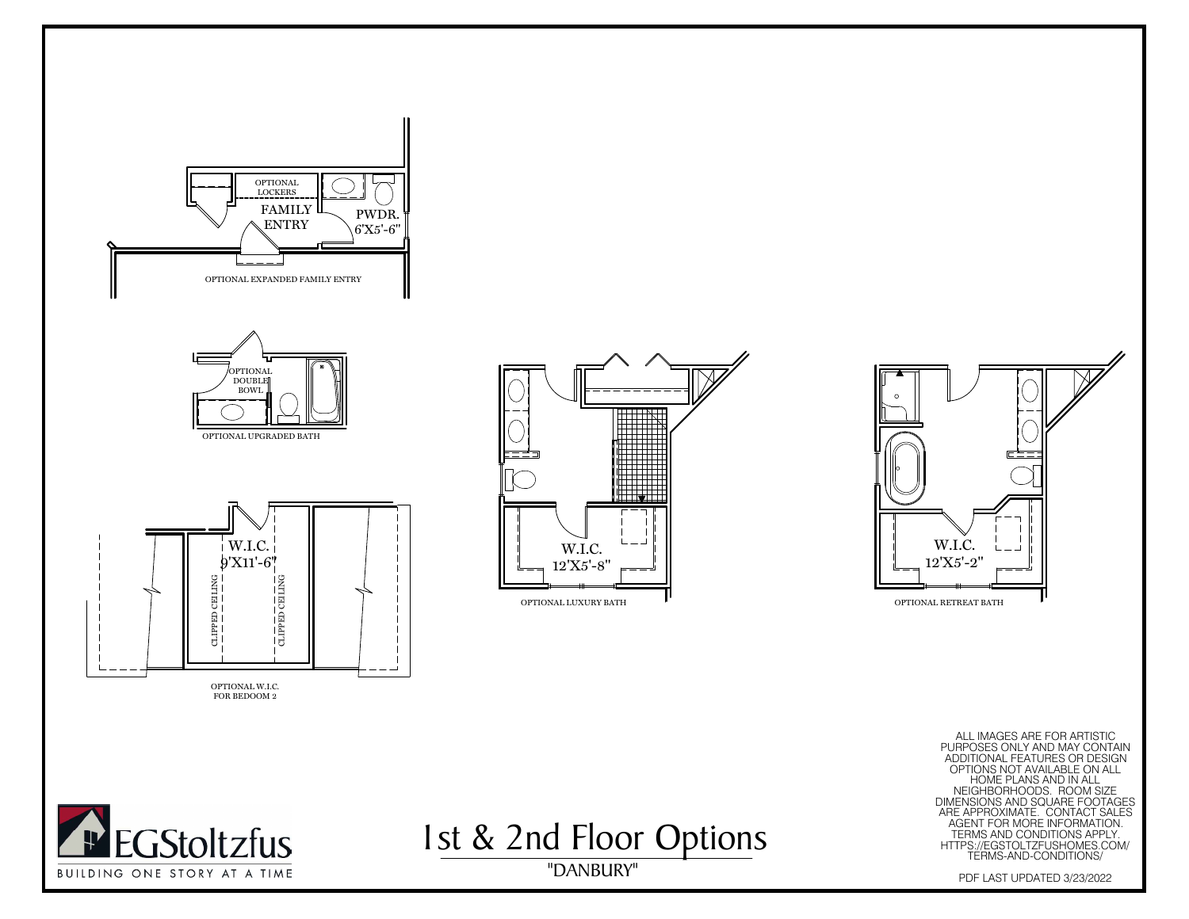OPTIONAL LOCKERS

FAMILY ENTRY

PWDR. 6'X5'-6"

OPTIONAL EXPANDED FAMILY ENTRY

OPTIONAL DOUBLE BOWL

OPTIONAL UPGRADED BATH

W.I.C. 9'X11'-6"

CLIPPED CEILING

CLIPPED CEILING

OPTIONAL W.I.C. FOR BEDOOM 2

W.I.C. 12'X5'-8"

OPTIONAL LUXURY BATH

W.I.C. 12'X5'-2"

OPTIONAL RETREAT BATH

ALL IMAGES ARE FOR ARTISTIC PURPOSES ONLY AND MAY CONTAIN ADDITIONAL FEATURES OR DESIGN OPTIONS NOT AVAILABLE ON ALL HOME PLANS AND IN ALL NEIGHBORHOODS. ROOM SIZE DIMENSIONS AND SQUARE FOOTAGES ARE APPROXIMATE. CONTACT SALES AGENT FOR MORE INFORMATION. TERMS AND CONDITIONS APPLY. HTTPS://EGSTOLTZFUSHOMES.COM/TERMS-AND-CONDITIONS/

EGStoltzfus

BUILDING ONE STORY AT A TIME

# 1st & 2nd Floor Options

"DANBURY"

PDF LAST UPDATED 3/23/2022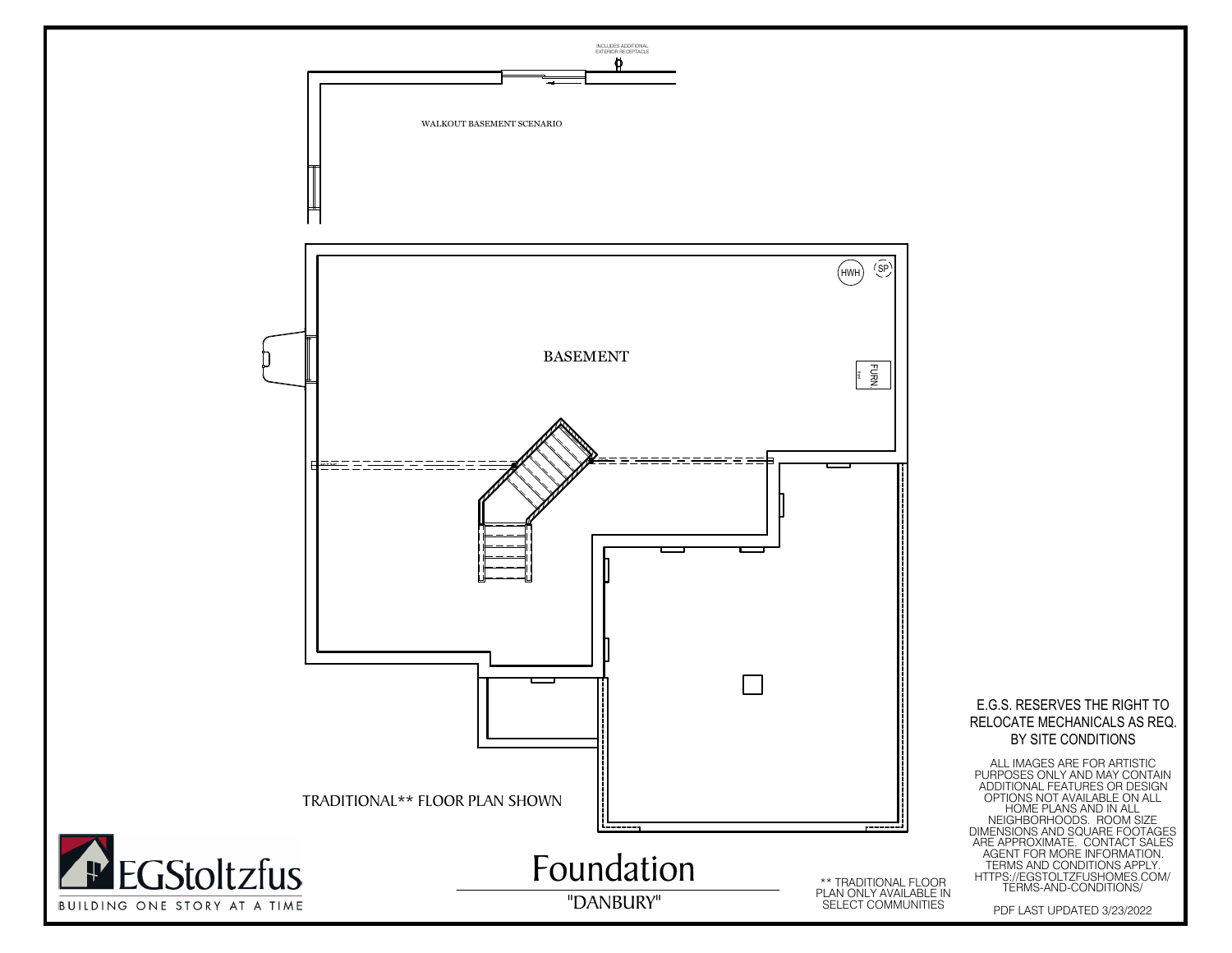INCLUDES ADDITIONAL EXTERIOR RECEPTACLE

WALKOUT BASEMENT SCENARIO

BASEMENT

HWH

SP

FURN.

TRADITIONAL** FLOOR PLAN SHOWN

E.G.S. RESERVES THE RIGHT TO RELOCATE MECHANICALS AS REQ. BY SITE CONDITIONS

ALL IMAGES ARE FOR ARTISTIC PURPOSES ONLY AND MAY CONTAIN ADDITIONAL FEATURES OR DESIGN OPTIONS NOT AVAILABLE ON ALL HOME PLANS AND IN ALL NEIGHBORHOODS. ROOM SIZE DIMENSIONS AND SQUARE FOOTAGES ARE APPROXIMATE. CONTACT SALES AGENT FOR MORE INFORMATION. TERMS AND CONDITIONS APPLY. HTTPS://EGSTOLTZFUSHOMES.COM/TERMS-AND-CONDITIONS/

EGStoltzfus

BUILDING ONE STORY AT A TIME

# Foundation

"DANBURY"

** TRADITIONAL FLOOR PLAN ONLY AVAILABLE IN SELECT COMMUNITIES

PDF LAST UPDATED 3/23/2022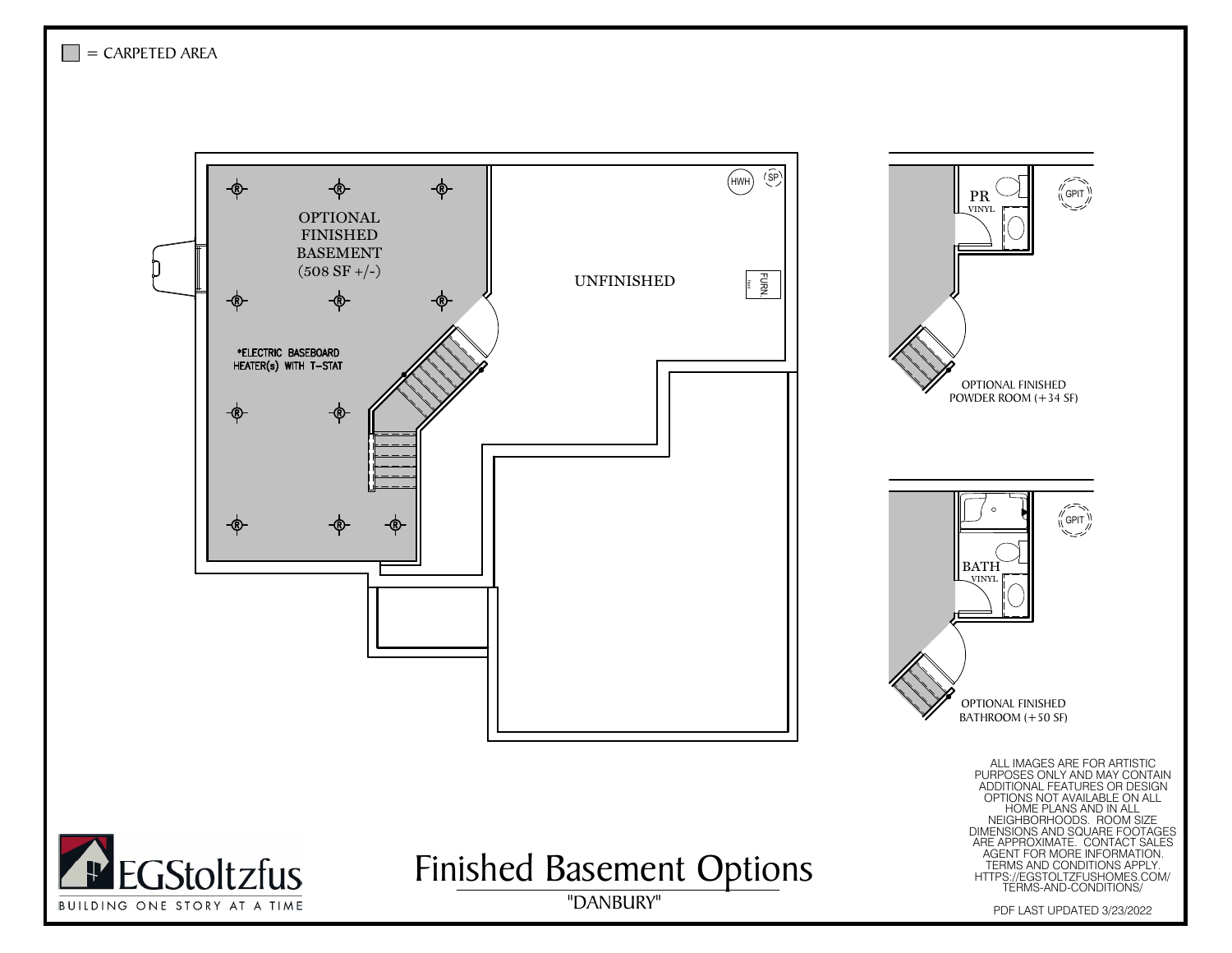▭ = CARPETED AREA

OPTIONAL FINISHED BASEMENT (508 SF +/-)

*ELECTRIC BASEBOARD HEATER(s) WITH T-STAT

UNFINISHED

HWH

SP

FURN.

PR
VINYL

GPIT

OPTIONAL FINISHED POWDER ROOM (+34 SF)

BATH
VINYL

GPIT

OPTIONAL FINISHED BATHROOM (+50 SF)

ALL IMAGES ARE FOR ARTISTIC PURPOSES ONLY AND MAY CONTAIN ADDITIONAL FEATURES OR DESIGN OPTIONS NOT AVAILABLE ON ALL HOME PLANS AND IN ALL NEIGHBORHOODS. ROOM SIZE DIMENSIONS AND SQUARE FOOTAGES ARE APPROXIMATE. CONTACT SALES AGENT FOR MORE INFORMATION. TERMS AND CONDITIONS APPLY. HTTPS://EGSTOLTZFUSHOMES.COM/TERMS-AND-CONDITIONS/

EGStoltzfus
BUILDING ONE STORY AT A TIME

# Finished Basement Options

"DANBURY"

PDF LAST UPDATED 3/23/2022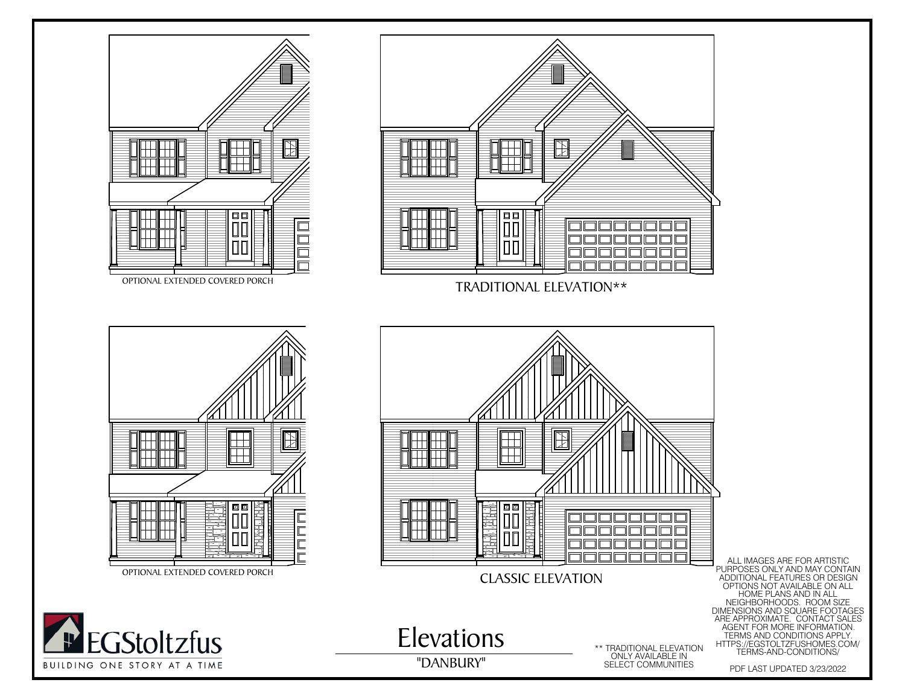OPTIONAL EXTENDED COVERED PORCH

TRADITIONAL ELEVATION**

OPTIONAL EXTENDED COVERED PORCH

CLASSIC ELEVATION

ALL IMAGES ARE FOR ARTISTIC PURPOSES ONLY AND MAY CONTAIN ADDITIONAL FEATURES OR DESIGN OPTIONS NOT AVAILABLE ON ALL HOME PLANS AND IN ALL NEIGHBORHOODS. ROOM SIZE DIMENSIONS AND SQUARE FOOTAGES ARE APPROXIMATE. CONTACT SALES AGENT FOR MORE INFORMATION. TERMS AND CONDITIONS APPLY. HTTPS://EGSTOLTZFUSHOMES.COM/TERMS-AND-CONDITIONS/

EGStoltzfus

BUILDING ONE STORY AT A TIME

# Elevations

"DANBURY"

** TRADITIONAL ELEVATION ONLY AVAILABLE IN SELECT COMMUNITIES

PDF LAST UPDATED 3/23/2022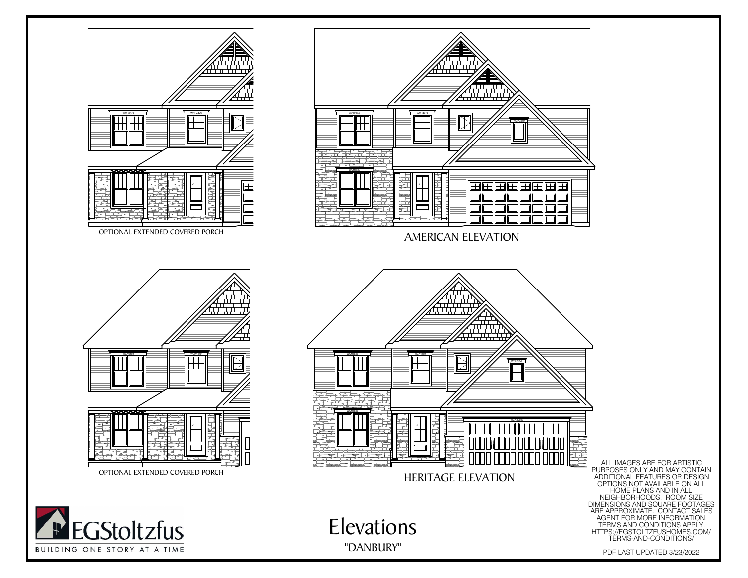OPTIONAL EXTENDED COVERED PORCH

AMERICAN ELEVATION

OPTIONAL EXTENDED COVERED PORCH

HERITAGE ELEVATION

ALL IMAGES ARE FOR ARTISTIC PURPOSES ONLY AND MAY CONTAIN ADDITIONAL FEATURES OR DESIGN OPTIONS NOT AVAILABLE ON ALL HOME PLANS AND IN ALL NEIGHBORHOODS. ROOM SIZE DIMENSIONS AND SQUARE FOOTAGES ARE APPROXIMATE. CONTACT SALES AGENT FOR MORE INFORMATION. TERMS AND CONDITIONS APPLY. HTTPS://EGSTOLTZFUSHOMES.COM/TERMS-AND-CONDITIONS/

EGStoltzfus

BUILDING ONE STORY AT A TIME

# Elevations

"DANBURY"

PDF LAST UPDATED 3/23/2022